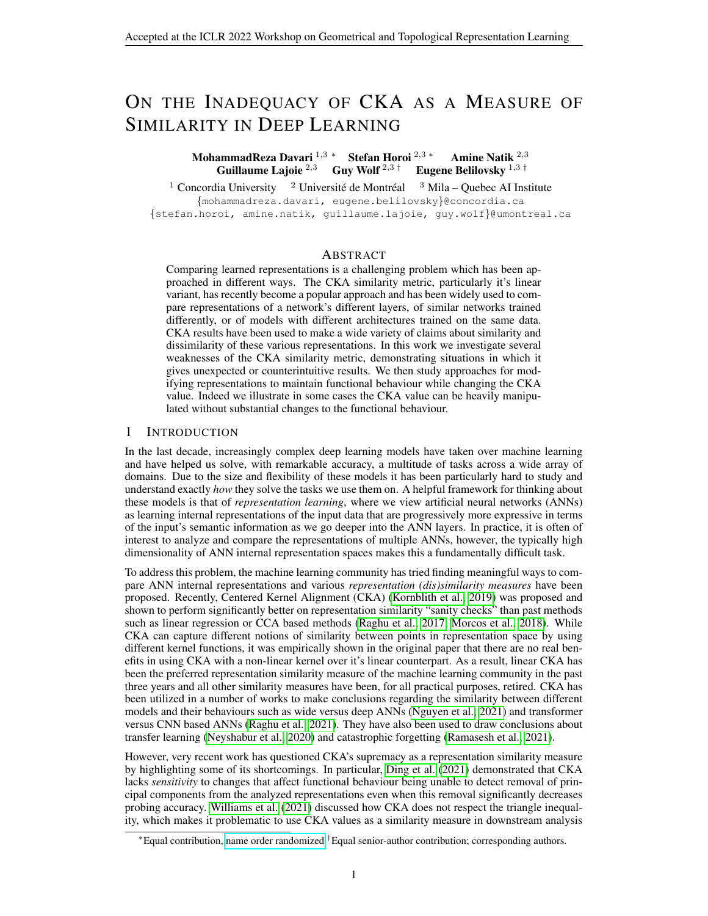# On the Inadequacy of CKA as a Measure of Similarity in Deep Learning

**MohammadReza Davari** [1,3] * **Stefan Horoi** [2,3] * **Amine Natik** [2,3]
**Guillaume Lajoie** [2,3] **Guy Wolf** [2,3] † **Eugene Belilovsky** [1,3] †

[1] Concordia University [2] Université de Montréal [3] Mila – Quebec AI Institute
{mohammadreza.davari, eugene.belilovsky}@concordia.ca
{stefan.horoi, amine.natik, guillaume.lajoie, guy.wolf}@umontreal.ca

## Abstract

Comparing learned representations is a challenging problem which has been approached in different ways. The CKA similarity metric, particularly it's linear variant, has recently become a popular approach and has been widely used to compare representations of a network's different layers, of similar networks trained differently, or of models with different architectures trained on the same data. CKA results have been used to make a wide variety of claims about similarity and dissimilarity of these various representations. In this work we investigate several weaknesses of the CKA similarity metric, demonstrating situations in which it gives unexpected or counterintuitive results. We then study approaches for modifying representations to maintain functional behaviour while changing the CKA value. Indeed we illustrate in some cases the CKA value can be heavily manipulated without substantial changes to the functional behaviour.

## 1 Introduction

In the last decade, increasingly complex deep learning models have taken over machine learning and have helped us solve, with remarkable accuracy, a multitude of tasks across a wide array of domains. Due to the size and flexibility of these models it has been particularly hard to study and understand exactly *how* they solve the tasks we use them on. A helpful framework for thinking about these models is that of *representation learning*, where we view artificial neural networks (ANNs) as learning internal representations of the input data that are progressively more expressive in terms of the input's semantic information as we go deeper into the ANN layers. In practice, it is often of interest to analyze and compare the representations of multiple ANNs, however, the typically high dimensionality of ANN internal representation spaces makes this a fundamentally difficult task.

To address this problem, the machine learning community has tried finding meaningful ways to compare ANN internal representations and various *representation (dis)similarity measures* have been proposed. Recently, Centered Kernel Alignment (CKA) (Kornblith et al., 2019) was proposed and shown to perform significantly better on representation similarity "sanity checks" than past methods such as linear regression or CCA based methods (Raghu et al., 2017; Morcos et al., 2018). While CKA can capture different notions of similarity between points in representation space by using different kernel functions, it was empirically shown in the original paper that there are no real benefits in using CKA with a non-linear kernel over it's linear counterpart. As a result, linear CKA has been the preferred representation similarity measure of the machine learning community in the past three years and all other similarity measures have been, for all practical purposes, retired. CKA has been utilized in a number of works to make conclusions regarding the similarity between different models and their behaviours such as wide versus deep ANNs (Nguyen et al., 2021) and transformer versus CNN based ANNs (Raghu et al., 2021). They have also been used to draw conclusions about transfer learning (Neyshabur et al., 2020) and catastrophic forgetting (Ramasesh et al., 2021).

However, very recent work has questioned CKA's supremacy as a representation similarity measure by highlighting some of its shortcomings. In particular, Ding et al. (2021) demonstrated that CKA lacks *sensitivity* to changes that affect functional behaviour being unable to detect removal of principal components from the analyzed representations even when this removal significantly decreases probing accuracy. Williams et al. (2021) discussed how CKA does not respect the triangle inequality, which makes it problematic to use CKA values as a similarity measure in downstream analysis

*Equal contribution, name order randomized. †Equal senior-author contribution; corresponding authors.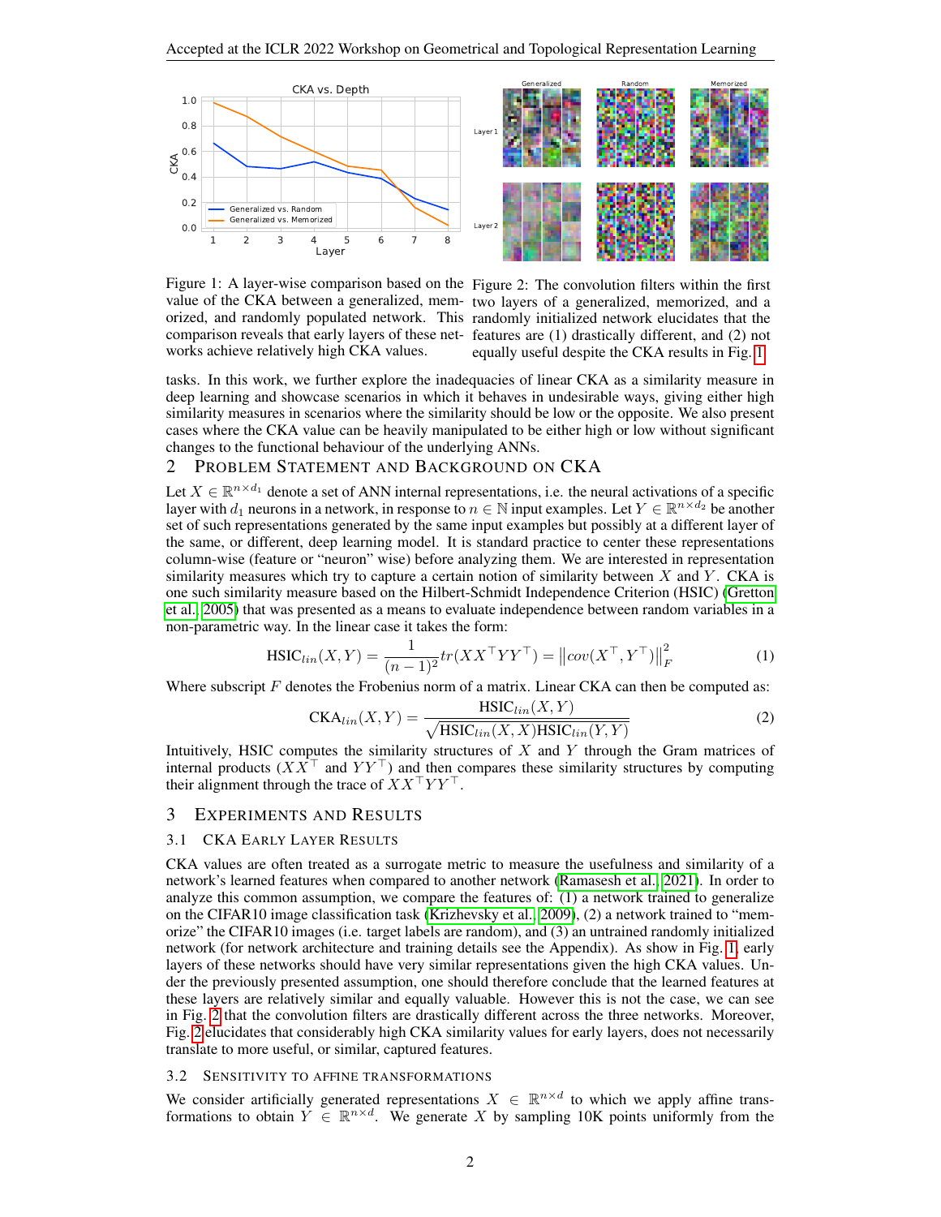Figure 1: A layer-wise comparison based on the value of the CKA between a generalized, memorized, and randomly populated network. This comparison reveals that early layers of these networks achieve relatively high CKA values.

Figure 2: The convolution filters within the first two layers of a generalized, memorized, and a randomly initialized network elucidates that the features are (1) drastically different, and (2) not equally useful despite the CKA results in Fig. 1

tasks. In this work, we further explore the inadequacies of linear CKA as a similarity measure in deep learning and showcase scenarios in which it behaves in undesirable ways, giving either high similarity measures in scenarios where the similarity should be low or the opposite. We also present cases where the CKA value can be heavily manipulated to be either high or low without significant changes to the functional behaviour of the underlying ANNs.

## 2 Problem Statement and Background on CKA

Let $X \in \mathbb{R}^{n \times d_1}$ denote a set of ANN internal representations, i.e. the neural activations of a specific layer with $d_1$ neurons in a network, in response to $n \in \mathbb{N}$ input examples. Let $Y \in \mathbb{R}^{n \times d_2}$ be another set of such representations generated by the same input examples but possibly at a different layer of the same, or different, deep learning model. It is standard practice to center these representations column-wise (feature or "neuron" wise) before analyzing them. We are interested in representation similarity measures which try to capture a certain notion of similarity between $X$ and $Y$. CKA is one such similarity measure based on the Hilbert-Schmidt Independence Criterion (HSIC) (Gretton et al., 2005) that was presented as a means to evaluate independence between random variables in a non-parametric way. In the linear case it takes the form:

$$\text{HSIC}_{lin}(X,Y) = \frac{1}{(n-1)^2} tr(XX^\top YY^\top) = \left\| cov(X^\top, Y^\top) \right\|_F^2 \tag{1}$$

Where subscript $F$ denotes the Frobenius norm of a matrix. Linear CKA can then be computed as:

$$\text{CKA}_{lin}(X,Y) = \frac{\text{HSIC}_{lin}(X,Y)}{\sqrt{\text{HSIC}_{lin}(X,X)\text{HSIC}_{lin}(Y,Y)}} \tag{2}$$

Intuitively, HSIC computes the similarity structures of $X$ and $Y$ through the Gram matrices of internal products ($XX^\top$ and $YY^\top$) and then compares these similarity structures by computing their alignment through the trace of $XX^\top YY^\top$.

## 3 Experiments and Results

### 3.1 CKA Early Layer Results

CKA values are often treated as a surrogate metric to measure the usefulness and similarity of a network's learned features when compared to another network (Ramasesh et al., 2021). In order to analyze this common assumption, we compare the features of: (1) a network trained to generalize on the CIFAR10 image classification task (Krizhevsky et al., 2009), (2) a network trained to "memorize" the CIFAR10 images (i.e. target labels are random), and (3) an untrained randomly initialized network (for network architecture and training details see the Appendix). As show in Fig. 1, early layers of these networks should have very similar representations given the high CKA values. Under the previously presented assumption, one should therefore conclude that the learned features at these layers are relatively similar and equally valuable. However this is not the case, we can see in Fig. 2 that the convolution filters are drastically different across the three networks. Moreover, Fig. 2 elucidates that considerably high CKA similarity values for early layers, does not necessarily translate to more useful, or similar, captured features.

### 3.2 Sensitivity to Affine Transformations

We consider artificially generated representations $X \in \mathbb{R}^{n \times d}$ to which we apply affine transformations to obtain $Y \in \mathbb{R}^{n \times d}$. We generate $X$ by sampling 10K points uniformly from the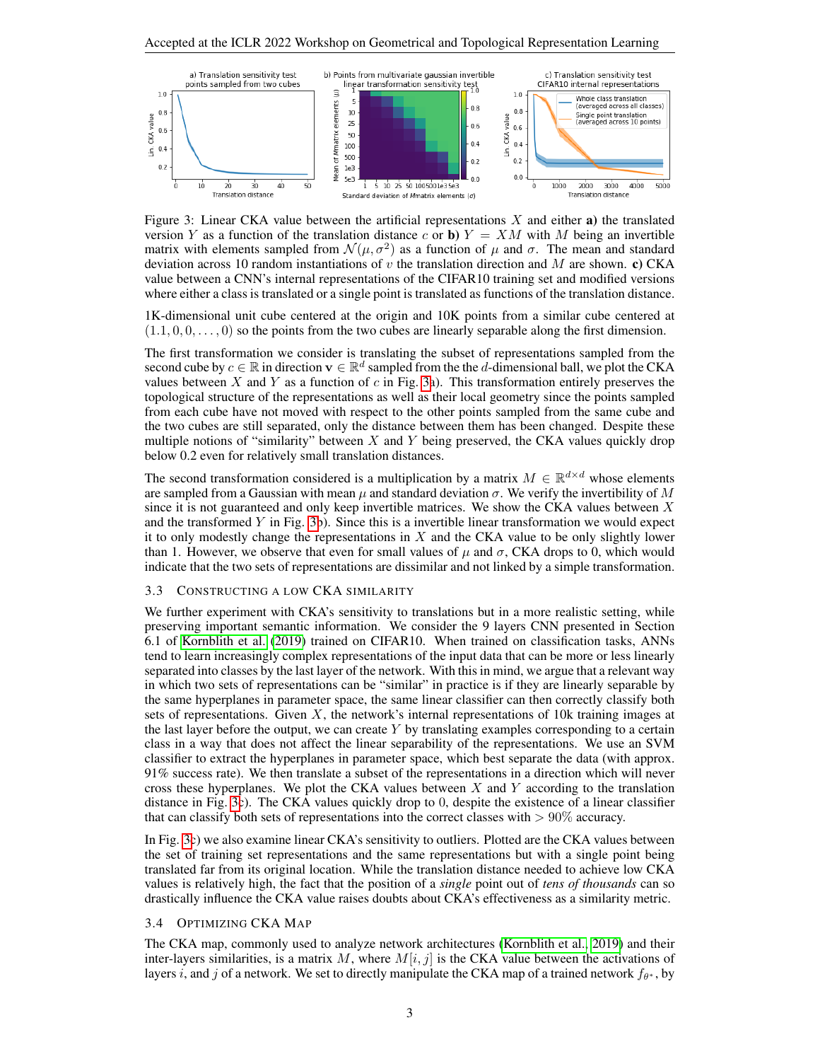Figure 3: Linear CKA value between the artificial representations $X$ and either **a)** the translated version $Y$ as a function of the translation distance $c$ or **b)** $Y = XM$ with $M$ being an invertible matrix with elements sampled from $\mathcal{N}(\mu, \sigma^2)$ as a function of $\mu$ and $\sigma$. The mean and standard deviation across 10 random instantiations of $v$ the translation direction and $M$ are shown. **c)** CKA value between a CNN's internal representations of the CIFAR10 training set and modified versions where either a class is translated or a single point is translated as functions of the translation distance.

1K-dimensional unit cube centered at the origin and 10K points from a similar cube centered at $(1.1, 0, 0, \ldots, 0)$ so the points from the two cubes are linearly separable along the first dimension.

The first transformation we consider is translating the subset of representations sampled from the second cube by $c \in \mathbb{R}$ in direction $\mathbf{v} \in \mathbb{R}^d$ sampled from the the $d$-dimensional ball, we plot the CKA values between $X$ and $Y$ as a function of $c$ in Fig. 3a). This transformation entirely preserves the topological structure of the representations as well as their local geometry since the points sampled from each cube have not moved with respect to the other points sampled from the same cube and the two cubes are still separated, only the distance between them has been changed. Despite these multiple notions of "similarity" between $X$ and $Y$ being preserved, the CKA values quickly drop below 0.2 even for relatively small translation distances.

The second transformation considered is a multiplication by a matrix $M \in \mathbb{R}^{d \times d}$ whose elements are sampled from a Gaussian with mean $\mu$ and standard deviation $\sigma$. We verify the invertibility of $M$ since it is not guaranteed and only keep invertible matrices. We show the CKA values between $X$ and the transformed $Y$ in Fig. 3b). Since this is a invertible linear transformation we would expect it to only modestly change the representations in $X$ and the CKA value to be only slightly lower than 1. However, we observe that even for small values of $\mu$ and $\sigma$, CKA drops to 0, which would indicate that the two sets of representations are dissimilar and not linked by a simple transformation.

### 3.3 Constructing a low CKA similarity

We further experiment with CKA's sensitivity to translations but in a more realistic setting, while preserving important semantic information. We consider the 9 layers CNN presented in Section 6.1 of Kornblith et al. (2019) trained on CIFAR10. When trained on classification tasks, ANNs tend to learn increasingly complex representations of the input data that can be more or less linearly separated into classes by the last layer of the network. With this in mind, we argue that a relevant way in which two sets of representations can be "similar" in practice is if they are linearly separable by the same hyperplanes in parameter space, the same linear classifier can then correctly classify both sets of representations. Given $X$, the network's internal representations of 10k training images at the last layer before the output, we can create $Y$ by translating examples corresponding to a certain class in a way that does not affect the linear separability of the representations. We use an SVM classifier to extract the hyperplanes in parameter space, which best separate the data (with approx. 91% success rate). We then translate a subset of the representations in a direction which will never cross these hyperplanes. We plot the CKA values between $X$ and $Y$ according to the translation distance in Fig. 3c). The CKA values quickly drop to 0, despite the existence of a linear classifier that can classify both sets of representations into the correct classes with $> 90\%$ accuracy.

In Fig. 3c) we also examine linear CKA's sensitivity to outliers. Plotted are the CKA values between the set of training set representations and the same representations but with a single point being translated far from its original location. While the translation distance needed to achieve low CKA values is relatively high, the fact that the position of a *single* point out of *tens of thousands* can so drastically influence the CKA value raises doubts about CKA's effectiveness as a similarity metric.

### 3.4 Optimizing CKA Map

The CKA map, commonly used to analyze network architectures (Kornblith et al., 2019) and their inter-layers similarities, is a matrix $M$, where $M[i, j]$ is the CKA value between the activations of layers $i$, and $j$ of a network. We set to directly manipulate the CKA map of a trained network $f_{\theta^*}$, by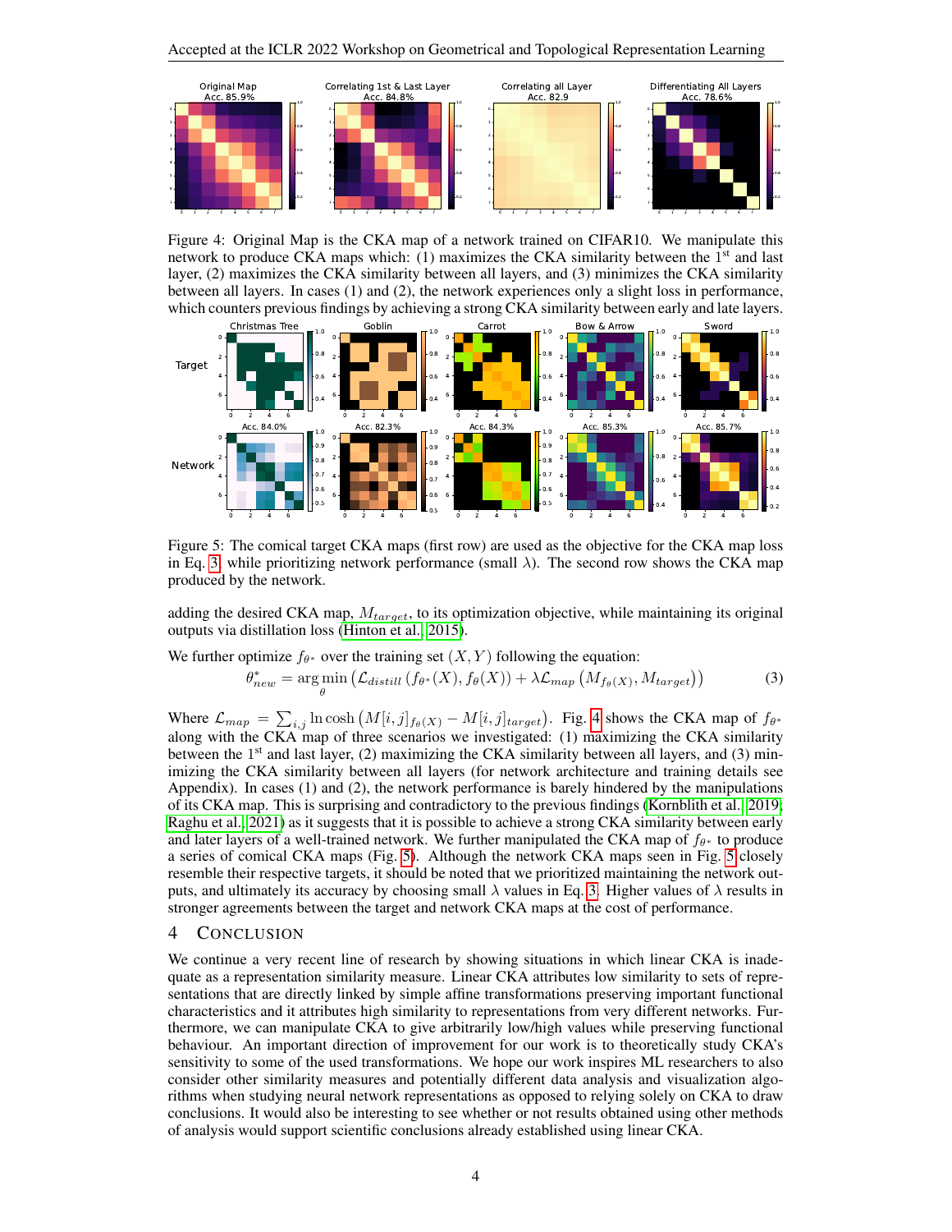Figure 4: Original Map is the CKA map of a network trained on CIFAR10. We manipulate this network to produce CKA maps which: (1) maximizes the CKA similarity between the 1st and last layer, (2) maximizes the CKA similarity between all layers, and (3) minimizes the CKA similarity between all layers. In cases (1) and (2), the network experiences only a slight loss in performance, which counters previous findings by achieving a strong CKA similarity between early and late layers.

Figure 5: The comical target CKA maps (first row) are used as the objective for the CKA map loss in Eq. 3 while prioritizing network performance (small $\lambda$). The second row shows the CKA map produced by the network.

adding the desired CKA map, $M_{target}$, to its optimization objective, while maintaining its original outputs via distillation loss (Hinton et al., 2015).

We further optimize $f_{\theta^*}$ over the training set $(X, Y)$ following the equation:

$$\theta^*_{new} = \arg\min_{\theta} \left( \mathcal{L}_{distill} \left( f_{\theta^*}(X), f_{\theta}(X) \right) + \lambda \mathcal{L}_{map} \left( M_{f_{\theta}(X)}, M_{target} \right) \right) \tag{3}$$

Where $\mathcal{L}_{map} = \sum_{i,j} \ln \cosh \left( M[i,j]_{f_{\theta}(X)} - M[i,j]_{target} \right)$. Fig. 4 shows the CKA map of $f_{\theta^*}$ along with the CKA map of three scenarios we investigated: (1) maximizing the CKA similarity between the 1st and last layer, (2) maximizing the CKA similarity between all layers, and (3) minimizing the CKA similarity between all layers (for network architecture and training details see Appendix). In cases (1) and (2), the network performance is barely hindered by the manipulations of its CKA map. This is surprising and contradictory to the previous findings (Kornblith et al., 2019; Raghu et al., 2021) as it suggests that it is possible to achieve a strong CKA similarity between early and later layers of a well-trained network. We further manipulated the CKA map of $f_{\theta^*}$ to produce a series of comical CKA maps (Fig. 5). Although the network CKA maps seen in Fig. 5 closely resemble their respective targets, it should be noted that we prioritized maintaining the network outputs, and ultimately its accuracy by choosing small $\lambda$ values in Eq. 3. Higher values of $\lambda$ results in stronger agreements between the target and network CKA maps at the cost of performance.

# 4 Conclusion

We continue a very recent line of research by showing situations in which linear CKA is inadequate as a representation similarity measure. Linear CKA attributes low similarity to sets of representations that are directly linked by simple affine transformations preserving important functional characteristics and it attributes high similarity to representations from very different networks. Furthermore, we can manipulate CKA to give arbitrarily low/high values while preserving functional behaviour. An important direction of improvement for our work is to theoretically study CKA's sensitivity to some of the used transformations. We hope our work inspires ML researchers to also consider other similarity measures and potentially different data analysis and visualization algorithms when studying neural network representations as opposed to relying solely on CKA to draw conclusions. It would also be interesting to see whether or not results obtained using other methods of analysis would support scientific conclusions already established using linear CKA.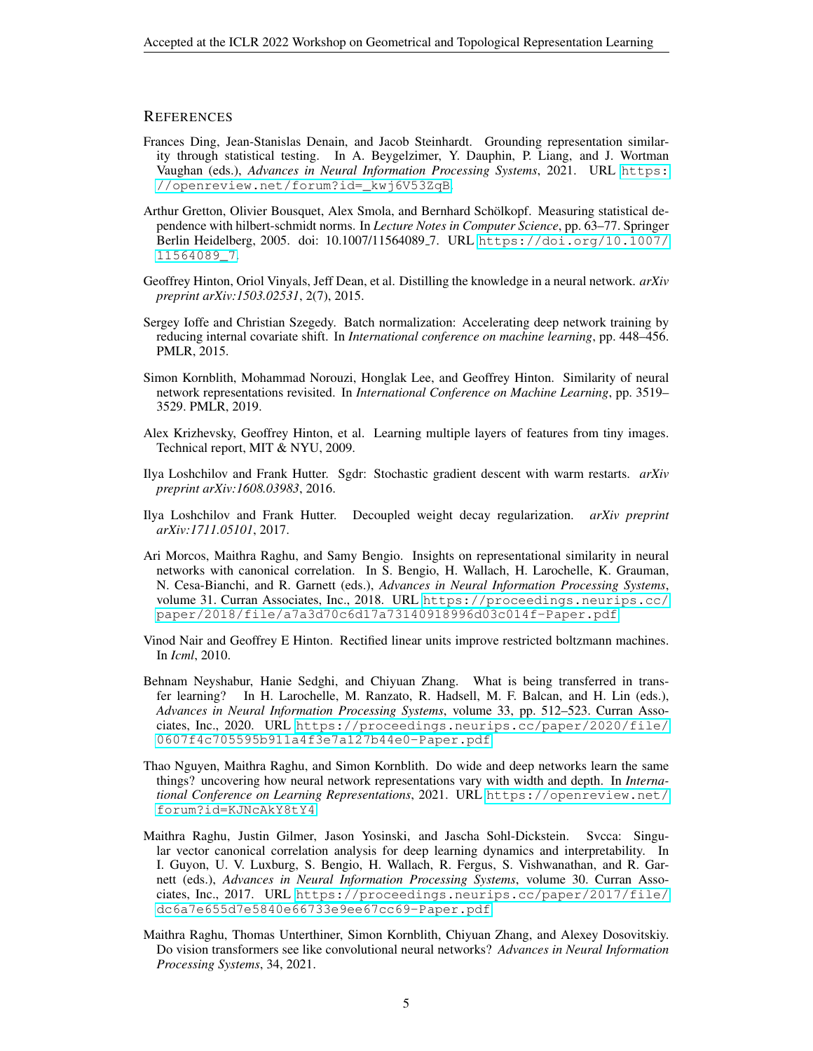## REFERENCES

Frances Ding, Jean-Stanislas Denain, and Jacob Steinhardt. Grounding representation similarity through statistical testing. In A. Beygelzimer, Y. Dauphin, P. Liang, and J. Wortman Vaughan (eds.), *Advances in Neural Information Processing Systems*, 2021. URL https://openreview.net/forum?id=_kwj6V53ZqB.

Arthur Gretton, Olivier Bousquet, Alex Smola, and Bernhard Schölkopf. Measuring statistical dependence with hilbert-schmidt norms. In *Lecture Notes in Computer Science*, pp. 63–77. Springer Berlin Heidelberg, 2005. doi: 10.1007/11564089_7. URL https://doi.org/10.1007/11564089_7.

Geoffrey Hinton, Oriol Vinyals, Jeff Dean, et al. Distilling the knowledge in a neural network. *arXiv preprint arXiv:1503.02531*, 2(7), 2015.

Sergey Ioffe and Christian Szegedy. Batch normalization: Accelerating deep network training by reducing internal covariate shift. In *International conference on machine learning*, pp. 448–456. PMLR, 2015.

Simon Kornblith, Mohammad Norouzi, Honglak Lee, and Geoffrey Hinton. Similarity of neural network representations revisited. In *International Conference on Machine Learning*, pp. 3519–3529. PMLR, 2019.

Alex Krizhevsky, Geoffrey Hinton, et al. Learning multiple layers of features from tiny images. Technical report, MIT & NYU, 2009.

Ilya Loshchilov and Frank Hutter. Sgdr: Stochastic gradient descent with warm restarts. *arXiv preprint arXiv:1608.03983*, 2016.

Ilya Loshchilov and Frank Hutter. Decoupled weight decay regularization. *arXiv preprint arXiv:1711.05101*, 2017.

Ari Morcos, Maithra Raghu, and Samy Bengio. Insights on representational similarity in neural networks with canonical correlation. In S. Bengio, H. Wallach, H. Larochelle, K. Grauman, N. Cesa-Bianchi, and R. Garnett (eds.), *Advances in Neural Information Processing Systems*, volume 31. Curran Associates, Inc., 2018. URL https://proceedings.neurips.cc/paper/2018/file/a7a3d70c6d17a73140918996d03c014f-Paper.pdf.

Vinod Nair and Geoffrey E Hinton. Rectified linear units improve restricted boltzmann machines. In *Icml*, 2010.

Behnam Neyshabur, Hanie Sedghi, and Chiyuan Zhang. What is being transferred in transfer learning? In H. Larochelle, M. Ranzato, R. Hadsell, M. F. Balcan, and H. Lin (eds.), *Advances in Neural Information Processing Systems*, volume 33, pp. 512–523. Curran Associates, Inc., 2020. URL https://proceedings.neurips.cc/paper/2020/file/0607f4c705595b911a4f3e7a127b44e0-Paper.pdf.

Thao Nguyen, Maithra Raghu, and Simon Kornblith. Do wide and deep networks learn the same things? uncovering how neural network representations vary with width and depth. In *International Conference on Learning Representations*, 2021. URL https://openreview.net/forum?id=KJNcAkY8tY4.

Maithra Raghu, Justin Gilmer, Jason Yosinski, and Jascha Sohl-Dickstein. Svcca: Singular vector canonical correlation analysis for deep learning dynamics and interpretability. In I. Guyon, U. V. Luxburg, S. Bengio, H. Wallach, R. Fergus, S. Vishwanathan, and R. Garnett (eds.), *Advances in Neural Information Processing Systems*, volume 30. Curran Associates, Inc., 2017. URL https://proceedings.neurips.cc/paper/2017/file/dc6a7e655d7e5840e66733e9ee67cc69-Paper.pdf.

Maithra Raghu, Thomas Unterthiner, Simon Kornblith, Chiyuan Zhang, and Alexey Dosovitskiy. Do vision transformers see like convolutional neural networks? *Advances in Neural Information Processing Systems*, 34, 2021.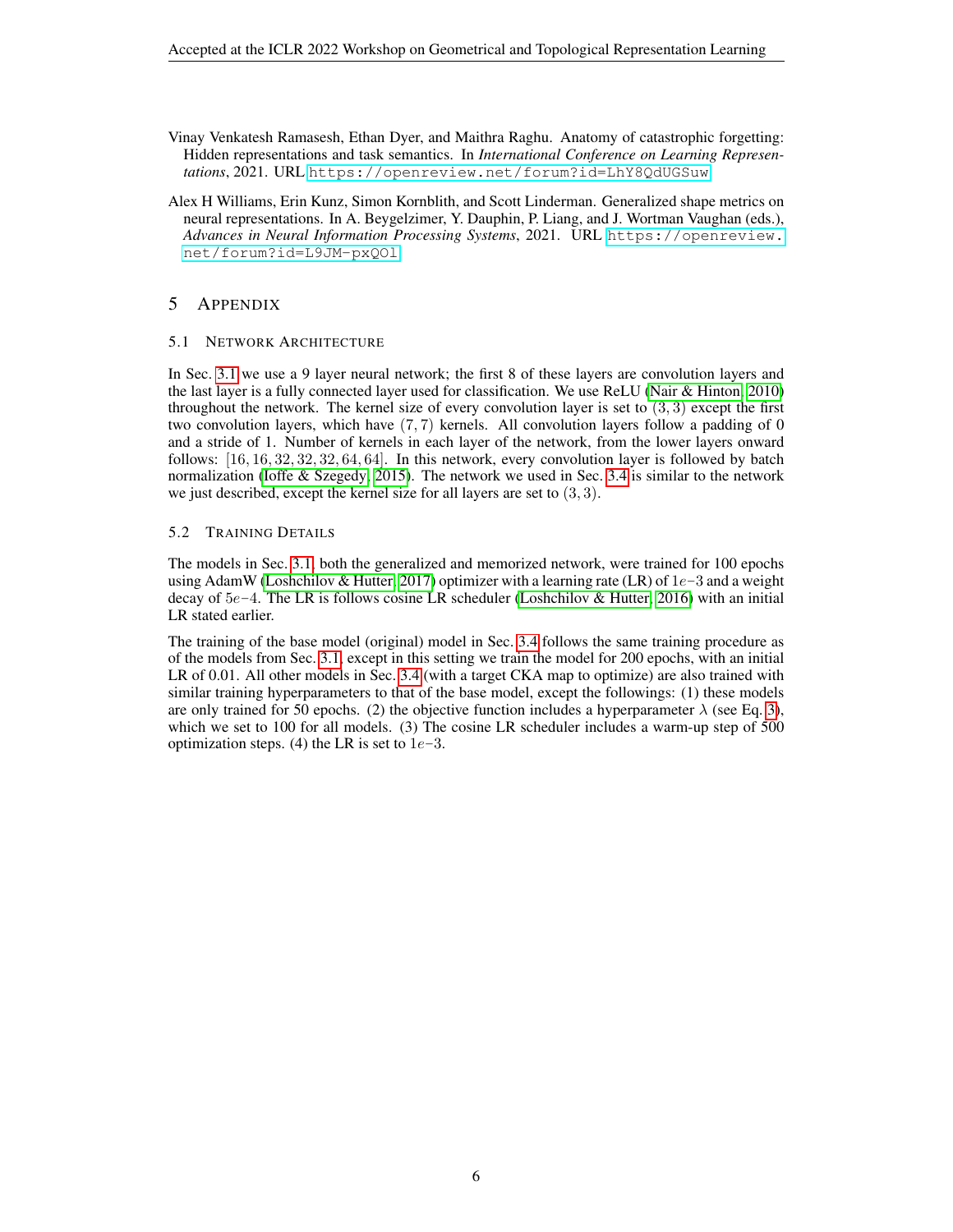Vinay Venkatesh Ramasesh, Ethan Dyer, and Maithra Raghu. Anatomy of catastrophic forgetting: Hidden representations and task semantics. In *International Conference on Learning Representations*, 2021. URL https://openreview.net/forum?id=LhY8QdUGSuw.

Alex H Williams, Erin Kunz, Simon Kornblith, and Scott Linderman. Generalized shape metrics on neural representations. In A. Beygelzimer, Y. Dauphin, P. Liang, and J. Wortman Vaughan (eds.), *Advances in Neural Information Processing Systems*, 2021. URL https://openreview.net/forum?id=L9JM-pxQOl.

## 5 Appendix

### 5.1 Network Architecture

In Sec. 3.1 we use a 9 layer neural network; the first 8 of these layers are convolution layers and the last layer is a fully connected layer used for classification. We use ReLU (Nair & Hinton, 2010) throughout the network. The kernel size of every convolution layer is set to $(3, 3)$ except the first two convolution layers, which have $(7, 7)$ kernels. All convolution layers follow a padding of 0 and a stride of 1. Number of kernels in each layer of the network, from the lower layers onward follows: $[16, 16, 32, 32, 32, 64, 64]$. In this network, every convolution layer is followed by batch normalization (Ioffe & Szegedy, 2015). The network we used in Sec. 3.4 is similar to the network we just described, except the kernel size for all layers are set to $(3, 3)$.

### 5.2 Training Details

The models in Sec. 3.1, both the generalized and memorized network, were trained for 100 epochs using AdamW (Loshchilov & Hutter, 2017) optimizer with a learning rate (LR) of $1e{-3}$ and a weight decay of $5e{-4}$. The LR is follows cosine LR scheduler (Loshchilov & Hutter, 2016) with an initial LR stated earlier.

The training of the base model (original) model in Sec. 3.4 follows the same training procedure as of the models from Sec. 3.1, except in this setting we train the model for 200 epochs, with an initial LR of 0.01. All other models in Sec. 3.4 (with a target CKA map to optimize) are also trained with similar training hyperparameters to that of the base model, except the followings: (1) these models are only trained for 50 epochs. (2) the objective function includes a hyperparameter $\lambda$ (see Eq. 3), which we set to 100 for all models. (3) The cosine LR scheduler includes a warm-up step of 500 optimization steps. (4) the LR is set to $1e{-3}$.